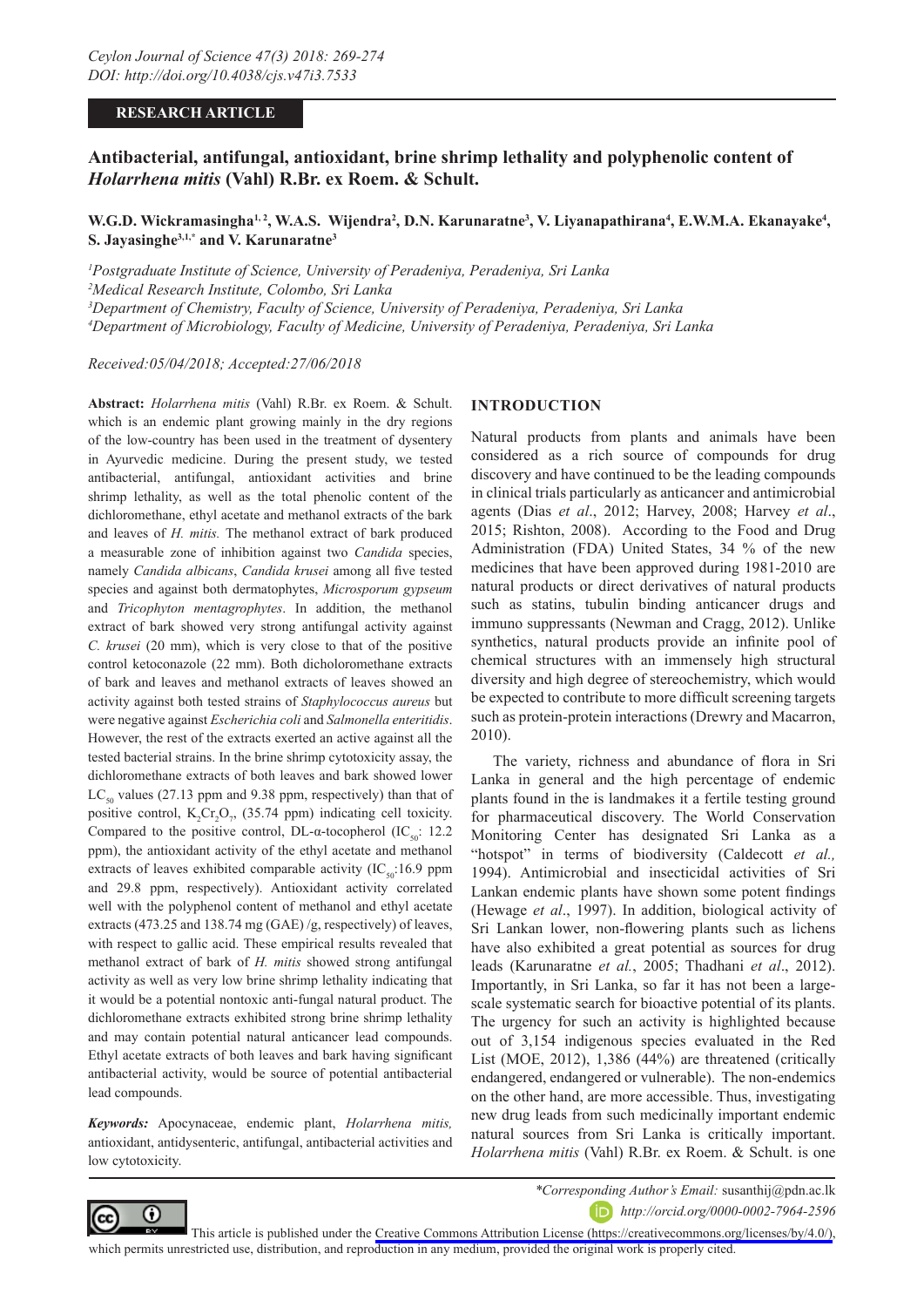RESEARCH ARTICLE

# Antibacterial, antifungal, antioxidant, brine shrimp lethality and polyphenolic content of *Holarrhena mitis* (Vahl) R.Br. ex Roem. & Schult.

**W.G.D. Wickramasingha[1,2], W.A.S. Wijendra[2], D.N. Karunaratne[3], V. Liyanapathirana[4], E.W.M.A. Ekanayake[4], S. Jayasinghe[3,1,*] and V. Karunaratne[3]**

[1]*Postgraduate Institute of Science, University of Peradeniya, Peradeniya, Sri Lanka*
[2]*Medical Research Institute, Colombo, Sri Lanka*
[3]*Department of Chemistry, Faculty of Science, University of Peradeniya, Peradeniya, Sri Lanka*
[4]*Department of Microbiology, Faculty of Medicine, University of Peradeniya, Peradeniya, Sri Lanka*

*Received:05/04/2018; Accepted:27/06/2018*

**Abstract:** *Holarrhena mitis* (Vahl) R.Br. ex Roem. & Schult. which is an endemic plant growing mainly in the dry regions of the low-country has been used in the treatment of dysentery in Ayurvedic medicine. During the present study, we tested antibacterial, antifungal, antioxidant activities and brine shrimp lethality, as well as the total phenolic content of the dichloromethane, ethyl acetate and methanol extracts of the bark and leaves of *H. mitis.* The methanol extract of bark produced a measurable zone of inhibition against two *Candida* species, namely *Candida albicans*, *Candida krusei* among all five tested species and against both dermatophytes, *Microsporum gypseum* and *Tricophyton mentagrophytes*. In addition, the methanol extract of bark showed very strong antifungal activity against *C. krusei* (20 mm), which is very close to that of the positive control ketoconazole (22 mm). Both dicholoromethane extracts of bark and leaves and methanol extracts of leaves showed an activity against both tested strains of *Staphylococcus aureus* but were negative against *Escherichia coli* and *Salmonella enteritidis*. However, the rest of the extracts exerted an active against all the tested bacterial strains. In the brine shrimp cytotoxicity assay, the dichloromethane extracts of both leaves and bark showed lower $LC_{50}$ values (27.13 ppm and 9.38 ppm, respectively) than that of positive control, $K_2Cr_2O_7$, (35.74 ppm) indicating cell toxicity. Compared to the positive control, DL-α-tocopherol ($IC_{50}$: 12.2 ppm), the antioxidant activity of the ethyl acetate and methanol extracts of leaves exhibited comparable activity ($IC_{50}$:16.9 ppm and 29.8 ppm, respectively). Antioxidant activity correlated well with the polyphenol content of methanol and ethyl acetate extracts (473.25 and 138.74 mg (GAE) /g, respectively) of leaves, with respect to gallic acid. These empirical results revealed that methanol extract of bark of *H. mitis* showed strong antifungal activity as well as very low brine shrimp lethality indicating that it would be a potential nontoxic anti-fungal natural product. The dichloromethane extracts exhibited strong brine shrimp lethality and may contain potential natural anticancer lead compounds. Ethyl acetate extracts of both leaves and bark having significant antibacterial activity, would be source of potential antibacterial lead compounds.

***Keywords:*** Apocynaceae, endemic plant, *Holarrhena mitis,* antioxidant, antidysenteric, antifungal, antibacterial activities and low cytotoxicity.

## INTRODUCTION

Natural products from plants and animals have been considered as a rich source of compounds for drug discovery and have continued to be the leading compounds in clinical trials particularly as anticancer and antimicrobial agents (Dias *et al*., 2012; Harvey, 2008; Harvey *et al*., 2015; Rishton, 2008). According to the Food and Drug Administration (FDA) United States, 34 % of the new medicines that have been approved during 1981-2010 are natural products or direct derivatives of natural products such as statins, tubulin binding anticancer drugs and immuno suppressants (Newman and Cragg, 2012). Unlike synthetics, natural products provide an infinite pool of chemical structures with an immensely high structural diversity and high degree of stereochemistry, which would be expected to contribute to more difficult screening targets such as protein-protein interactions (Drewry and Macarron, 2010).

The variety, richness and abundance of flora in Sri Lanka in general and the high percentage of endemic plants found in the is landmakes it a fertile testing ground for pharmaceutical discovery. The World Conservation Monitoring Center has designated Sri Lanka as a "hotspot" in terms of biodiversity (Caldecott *et al.,* 1994). Antimicrobial and insecticidal activities of Sri Lankan endemic plants have shown some potent findings (Hewage *et al*., 1997). In addition, biological activity of Sri Lankan lower, non-flowering plants such as lichens have also exhibited a great potential as sources for drug leads (Karunaratne *et al*., 2005; Thadhani *et al*., 2012). Importantly, in Sri Lanka, so far it has not been a large-scale systematic search for bioactive potential of its plants. The urgency for such an activity is highlighted because out of 3,154 indigenous species evaluated in the Red List (MOE, 2012), 1,386 (44%) are threatened (critically endangered, endangered or vulnerable). The non-endemics on the other hand, are more accessible. Thus, investigating new drug leads from such medicinally important endemic natural sources from Sri Lanka is critically important. *Holarrhena mitis* (Vahl) R.Br. ex Roem. & Schult. is one

*\*Corresponding Author's Email:* susanthij@pdn.ac.lk
http://orcid.org/0000-0002-7964-2596

This article is published under the Creative Commons Attribution License (https://creativecommons.org/licenses/by/4.0/), which permits unrestricted use, distribution, and reproduction in any medium, provided the original work is properly cited.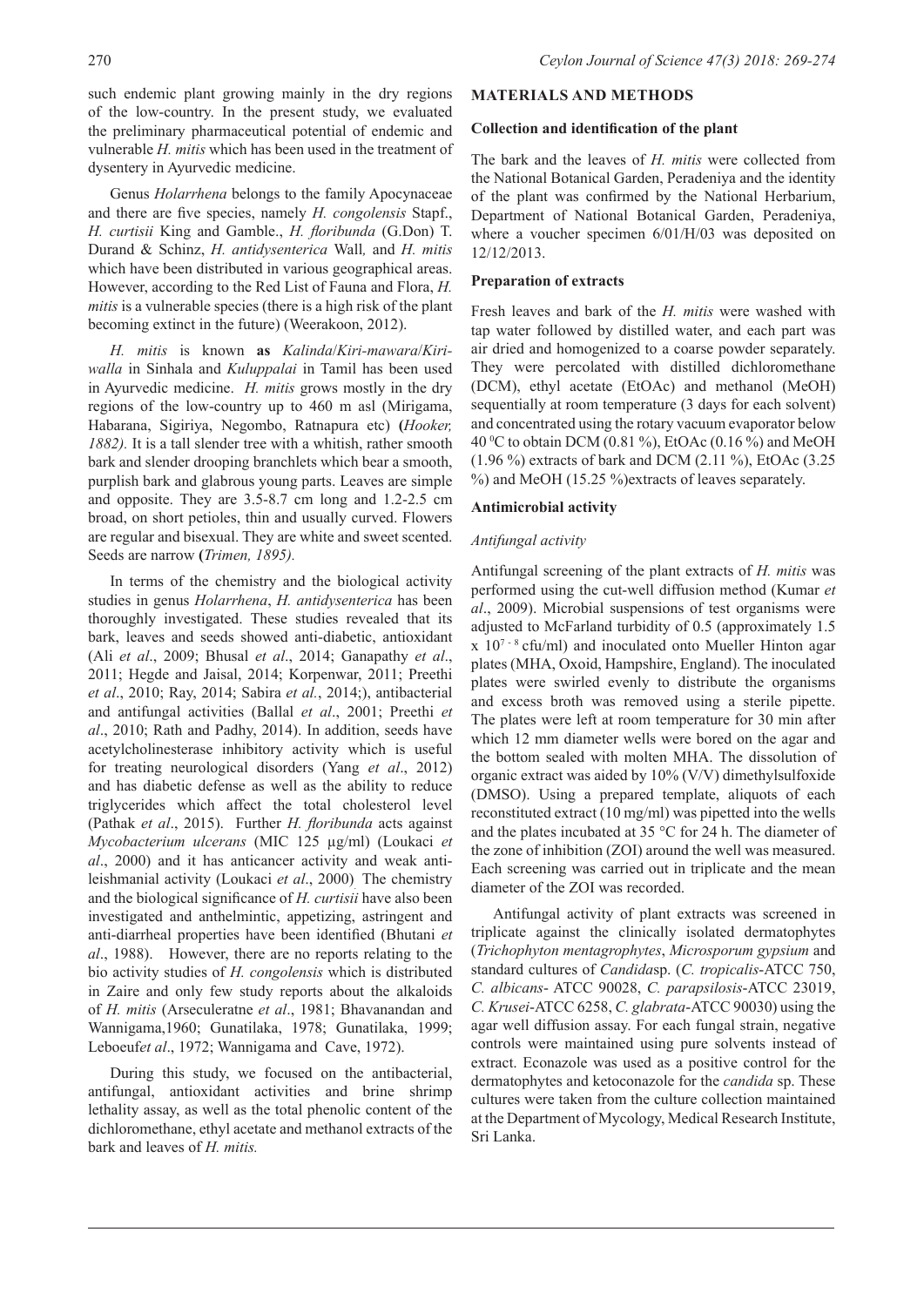such endemic plant growing mainly in the dry regions of the low-country. In the present study, we evaluated the preliminary pharmaceutical potential of endemic and vulnerable *H. mitis* which has been used in the treatment of dysentery in Ayurvedic medicine.

Genus *Holarrhena* belongs to the family Apocynaceae and there are five species, namely *H. congolensis* Stapf., *H. curtisii* King and Gamble., *H. floribunda* (G.Don) T. Durand & Schinz, *H. antidysenterica* Wall*,* and *H. mitis* which have been distributed in various geographical areas. However, according to the Red List of Fauna and Flora, *H. mitis* is a vulnerable species (there is a high risk of the plant becoming extinct in the future) (Weerakoon, 2012).

*H. mitis* is known **as** *Kalinda*/*Kiri-mawara*/*Kiri-walla* in Sinhala and *Kuluppalai* in Tamil has been used in Ayurvedic medicine. *H. mitis* grows mostly in the dry regions of the low-country up to 460 m asl (Mirigama, Habarana, Sigiriya, Negombo, Ratnapura etc) **(***Hooker, 1882).* It is a tall slender tree with a whitish, rather smooth bark and slender drooping branchlets which bear a smooth, purplish bark and glabrous young parts. Leaves are simple and opposite. They are 3.5-8.7 cm long and 1.2-2.5 cm broad, on short petioles, thin and usually curved. Flowers are regular and bisexual. They are white and sweet scented. Seeds are narrow **(***Trimen, 1895).*

In terms of the chemistry and the biological activity studies in genus *Holarrhena*, *H. antidysenterica* has been thoroughly investigated. These studies revealed that its bark, leaves and seeds showed anti-diabetic, antioxidant (Ali *et al*., 2009; Bhusal *et al*., 2014; Ganapathy *et al*., 2011; Hegde and Jaisal, 2014; Korpenwar, 2011; Preethi *et al*., 2010; Ray, 2014; Sabira *et al.*, 2014;), antibacterial and antifungal activities (Ballal *et al*., 2001; Preethi *et al*., 2010; Rath and Padhy, 2014). In addition, seeds have acetylcholinesterase inhibitory activity which is useful for treating neurological disorders (Yang *et al*., 2012) and has diabetic defense as well as the ability to reduce triglycerides which affect the total cholesterol level (Pathak *et al*., 2015). Further *H. floribunda* acts against *Mycobacterium ulcerans* (MIC 125 µg/ml) (Loukaci *et al*., 2000) and it has anticancer activity and weak anti-leishmanial activity (Loukaci *et al*., 2000) The chemistry and the biological significance of *H. curtisii* have also been investigated and anthelmintic, appetizing, astringent and anti-diarrheal properties have been identified (Bhutani *et al*., 1988). However, there are no reports relating to the bio activity studies of *H. congolensis* which is distributed in Zaire and only few study reports about the alkaloids of *H. mitis* (Arseculeratne *et al*., 1981; Bhavanandan and Wannigama,1960; Gunatilaka, 1978; Gunatilaka, 1999; Leboeuf*et al*., 1972; Wannigama and Cave, 1972).

During this study, we focused on the antibacterial, antifungal, antioxidant activities and brine shrimp lethality assay, as well as the total phenolic content of the dichloromethane, ethyl acetate and methanol extracts of the bark and leaves of *H. mitis.*

## MATERIALS AND METHODS

### Collection and identification of the plant

The bark and the leaves of *H. mitis* were collected from the National Botanical Garden, Peradeniya and the identity of the plant was confirmed by the National Herbarium, Department of National Botanical Garden, Peradeniya, where a voucher specimen 6/01/H/03 was deposited on 12/12/2013.

### Preparation of extracts

Fresh leaves and bark of the *H. mitis* were washed with tap water followed by distilled water, and each part was air dried and homogenized to a coarse powder separately. They were percolated with distilled dichloromethane (DCM), ethyl acetate (EtOAc) and methanol (MeOH) sequentially at room temperature (3 days for each solvent) and concentrated using the rotary vacuum evaporator below 40 $^0$C to obtain DCM (0.81 %), EtOAc (0.16 %) and MeOH (1.96 %) extracts of bark and DCM (2.11 %), EtOAc (3.25 %) and MeOH (15.25 %)extracts of leaves separately.

### Antimicrobial activity

#### *Antifungal activity*

Antifungal screening of the plant extracts of *H. mitis* was performed using the cut-well diffusion method (Kumar *et al*., 2009). Microbial suspensions of test organisms were adjusted to McFarland turbidity of 0.5 (approximately 1.5 x $10^{7-8}$ cfu/ml) and inoculated onto Mueller Hinton agar plates (MHA, Oxoid, Hampshire, England). The inoculated plates were swirled evenly to distribute the organisms and excess broth was removed using a sterile pipette. The plates were left at room temperature for 30 min after which 12 mm diameter wells were bored on the agar and the bottom sealed with molten MHA. The dissolution of organic extract was aided by 10% (V/V) dimethylsulfoxide (DMSO). Using a prepared template, aliquots of each reconstituted extract (10 mg/ml) was pipetted into the wells and the plates incubated at 35 °C for 24 h. The diameter of the zone of inhibition (ZOI) around the well was measured. Each screening was carried out in triplicate and the mean diameter of the ZOI was recorded.

Antifungal activity of plant extracts was screened in triplicate against the clinically isolated dermatophytes (*Trichophyton mentagrophytes*, *Microsporum gypsium* and standard cultures of *Candida*sp. (*C. tropicalis*-ATCC 750, *C. albicans*- ATCC 90028, *C. parapsilosis*-ATCC 23019, *C. Krusei*-ATCC 6258, *C. glabrata*-ATCC 90030) using the agar well diffusion assay. For each fungal strain, negative controls were maintained using pure solvents instead of extract. Econazole was used as a positive control for the dermatophytes and ketoconazole for the *candida* sp. These cultures were taken from the culture collection maintained at the Department of Mycology, Medical Research Institute, Sri Lanka.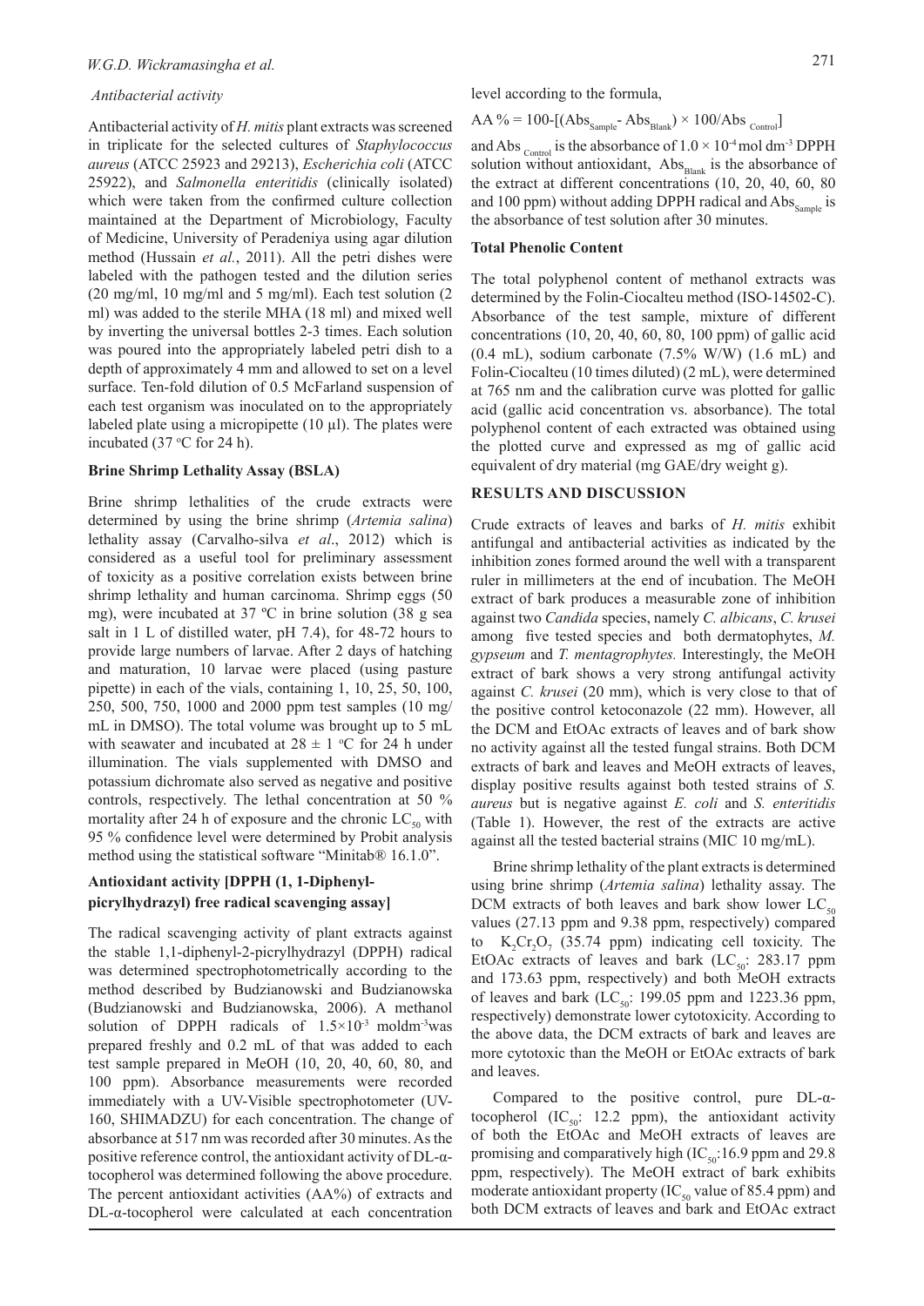### *Antibacterial activity*

Antibacterial activity of *H. mitis* plant extracts was screened in triplicate for the selected cultures of *Staphylococcus aureus* (ATCC 25923 and 29213), *Escherichia coli* (ATCC 25922), and *Salmonella enteritidis* (clinically isolated) which were taken from the confirmed culture collection maintained at the Department of Microbiology, Faculty of Medicine, University of Peradeniya using agar dilution method (Hussain *et al.*, 2011). All the petri dishes were labeled with the pathogen tested and the dilution series (20 mg/ml, 10 mg/ml and 5 mg/ml). Each test solution (2 ml) was added to the sterile MHA (18 ml) and mixed well by inverting the universal bottles 2-3 times. Each solution was poured into the appropriately labeled petri dish to a depth of approximately 4 mm and allowed to set on a level surface. Ten-fold dilution of 0.5 McFarland suspension of each test organism was inoculated on to the appropriately labeled plate using a micropipette (10 µl). The plates were incubated (37 °C for 24 h).

### Brine Shrimp Lethality Assay (BSLA)

Brine shrimp lethalities of the crude extracts were determined by using the brine shrimp (*Artemia salina*) lethality assay (Carvalho-silva *et al*., 2012) which is considered as a useful tool for preliminary assessment of toxicity as a positive correlation exists between brine shrimp lethality and human carcinoma. Shrimp eggs (50 mg), were incubated at 37 ºC in brine solution (38 g sea salt in 1 L of distilled water, pH 7.4), for 48-72 hours to provide large numbers of larvae. After 2 days of hatching and maturation, 10 larvae were placed (using pasture pipette) in each of the vials, containing 1, 10, 25, 50, 100, 250, 500, 750, 1000 and 2000 ppm test samples (10 mg/mL in DMSO). The total volume was brought up to 5 mL with seawater and incubated at 28 ± 1 °C for 24 h under illumination. The vials supplemented with DMSO and potassium dichromate also served as negative and positive controls, respectively. The lethal concentration at 50 % mortality after 24 h of exposure and the chronic $LC_{50}$ with 95 % confidence level were determined by Probit analysis method using the statistical software "Minitab® 16.1.0".

### Antioxidant activity [DPPH (1, 1-Diphenyl-picrylhydrazyl) free radical scavenging assay]

The radical scavenging activity of plant extracts against the stable 1,1-diphenyl-2-picrylhydrazyl (DPPH) radical was determined spectrophotometrically according to the method described by Budzianowski and Budzianowska (Budzianowski and Budzianowska, 2006). A methanol solution of DPPH radicals of $1.5\times10^{-3}$ moldm$^{-3}$was prepared freshly and 0.2 mL of that was added to each test sample prepared in MeOH (10, 20, 40, 60, 80, and 100 ppm). Absorbance measurements were recorded immediately with a UV-Visible spectrophotometer (UV-160, SHIMADZU) for each concentration. The change of absorbance at 517 nm was recorded after 30 minutes. As the positive reference control, the antioxidant activity of DL-α-tocopherol was determined following the above procedure. The percent antioxidant activities (AA%) of extracts and DL-α-tocopherol were calculated at each concentration level according to the formula,

$$AA\ \% = 100-[(Abs_{Sample} - Abs_{Blank}) \times 100/Abs_{Control}]$$

and $Abs_{Control}$ is the absorbance of $1.0 \times 10^{-4}$ mol dm$^{-3}$ DPPH solution without antioxidant, $Abs_{Blank}$ is the absorbance of the extract at different concentrations (10, 20, 40, 60, 80 and 100 ppm) without adding DPPH radical and $Abs_{Sample}$ is the absorbance of test solution after 30 minutes.

### Total Phenolic Content

The total polyphenol content of methanol extracts was determined by the Folin-Ciocalteu method (ISO-14502-C). Absorbance of the test sample, mixture of different concentrations (10, 20, 40, 60, 80, 100 ppm) of gallic acid (0.4 mL), sodium carbonate (7.5% W/W) (1.6 mL) and Folin-Ciocalteu (10 times diluted) (2 mL), were determined at 765 nm and the calibration curve was plotted for gallic acid (gallic acid concentration vs. absorbance). The total polyphenol content of each extracted was obtained using the plotted curve and expressed as mg of gallic acid equivalent of dry material (mg GAE/dry weight g).

## RESULTS AND DISCUSSION

Crude extracts of leaves and barks of *H. mitis* exhibit antifungal and antibacterial activities as indicated by the inhibition zones formed around the well with a transparent ruler in millimeters at the end of incubation. The MeOH extract of bark produces a measurable zone of inhibition against two *Candida* species, namely *C. albicans*, *C. krusei* among five tested species and both dermatophytes, *M. gypseum* and *T. mentagrophytes.* Interestingly, the MeOH extract of bark shows a very strong antifungal activity against *C. krusei* (20 mm), which is very close to that of the positive control ketoconazole (22 mm). However, all the DCM and EtOAc extracts of leaves and of bark show no activity against all the tested fungal strains. Both DCM extracts of bark and leaves and MeOH extracts of leaves, display positive results against both tested strains of *S. aureus* but is negative against *E. coli* and *S. enteritidis* (Table 1). However, the rest of the extracts are active against all the tested bacterial strains (MIC 10 mg/mL).

Brine shrimp lethality of the plant extracts is determined using brine shrimp (*Artemia salina*) lethality assay. The DCM extracts of both leaves and bark show lower $LC_{50}$ values (27.13 ppm and 9.38 ppm, respectively) compared to $K_2Cr_2O_7$ (35.74 ppm) indicating cell toxicity. The EtOAc extracts of leaves and bark ($LC_{50}$: 283.17 ppm and 173.63 ppm, respectively) and both MeOH extracts of leaves and bark ($LC_{50}$: 199.05 ppm and 1223.36 ppm, respectively) demonstrate lower cytotoxicity. According to the above data, the DCM extracts of bark and leaves are more cytotoxic than the MeOH or EtOAc extracts of bark and leaves.

Compared to the positive control, pure DL-α-tocopherol ($IC_{50}$: 12.2 ppm), the antioxidant activity of both the EtOAc and MeOH extracts of leaves are promising and comparatively high ($IC_{50}$:16.9 ppm and 29.8 ppm, respectively). The MeOH extract of bark exhibits moderate antioxidant property ($IC_{50}$ value of 85.4 ppm) and both DCM extracts of leaves and bark and EtOAc extract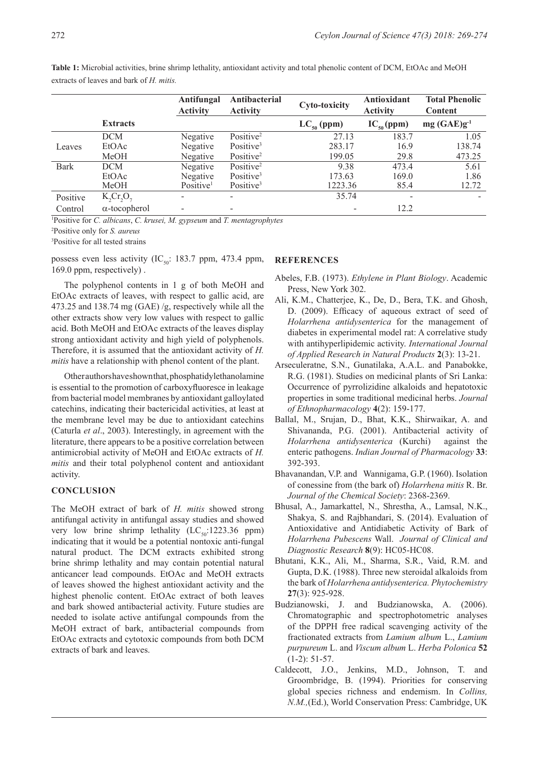**Table 1:** Microbial activities, brine shrimp lethality, antioxidant activity and total phenolic content of DCM, EtOAc and MeOH extracts of leaves and bark of *H. mitis.*

| | | Antifungal Activity | Antibacterial Activity | Cyto-toxicity | Antioxidant Activity | Total Phenolic Content |
|---|---|---|---|---|---|---|
| | **Extracts** | | | $LC_{50}$ (ppm) | $IC_{50}$ (ppm) | mg $(GAE)g^{-1}$ |
| Leaves | DCM | Negative | Positive[2] | 27.13 | 183.7 | 1.05 |
| | EtOAc | Negative | Positive[3] | 283.17 | 16.9 | 138.74 |
| | MeOH | Negative | Positive[2] | 199.05 | 29.8 | 473.25 |
| Bark | DCM | Negative | Positive[2] | 9.38 | 473.4 | 5.61 |
| | EtOAc | Negative | Positive[3] | 173.63 | 169.0 | 1.86 |
| | MeOH | Positive[1] | Positive[3] | 1223.36 | 85.4 | 12.72 |
| Positive Control | $K_2Cr_2O_7$ | - | - | 35.74 | - | - |
| | α-tocopherol | - | - | - | 12.2 | |

[1]Positive for *C. albicans*, *C. krusei, M. gypseum* and *T. mentagrophytes*

[2]Positive only for *S. aureus*

[3]Positive for all tested strains

possess even less activity ($IC_{50}$: 183.7 ppm, 473.4 ppm, 169.0 ppm, respectively) .

The polyphenol contents in 1 g of both MeOH and EtOAc extracts of leaves, with respect to gallic acid, are 473.25 and 138.74 mg (GAE) /g, respectively while all the other extracts show very low values with respect to gallic acid. Both MeOH and EtOAc extracts of the leaves display strong antioxidant activity and high yield of polyphenols. Therefore, it is assumed that the antioxidant activity of *H. mitis* have a relationship with phenol content of the plant.

Other authors have shown that, phosphatidylethanolamine is essential to the promotion of carboxyfluoresce in leakage from bacterial model membranes by antioxidant galloylated catechins, indicating their bactericidal activities, at least at the membrane level may be due to antioxidant catechins (Caturla *et al*., 2003). Interestingly, in agreement with the literature, there appears to be a positive correlation between antimicrobial activity of MeOH and EtOAc extracts of *H. mitis* and their total polyphenol content and antioxidant activity.

## CONCLUSION

The MeOH extract of bark of *H. mitis* showed strong antifungal activity in antifungal assay studies and showed very low brine shrimp lethality ($LC_{50}$:1223.36 ppm) indicating that it would be a potential nontoxic anti-fungal natural product. The DCM extracts exhibited strong brine shrimp lethality and may contain potential natural anticancer lead compounds. EtOAc and MeOH extracts of leaves showed the highest antioxidant activity and the highest phenolic content. EtOAc extract of both leaves and bark showed antibacterial activity. Future studies are needed to isolate active antifungal compounds from the MeOH extract of bark, antibacterial compounds from EtOAc extracts and cytotoxic compounds from both DCM extracts of bark and leaves.

## REFERENCES

Abeles, F.B. (1973). *Ethylene in Plant Biology*. Academic Press, New York 302.

Ali, K.M., Chatterjee, K., De, D., Bera, T.K. and Ghosh, D. (2009). Efficacy of aqueous extract of seed of *Holarrhena antidysenterica* for the management of diabetes in experimental model rat: A correlative study with antihyperlipidemic activity. *International Journal of Applied Research in Natural Products* **2**(3): 13-21.

Arseculeratne, S.N., Gunatilaka, A.A.L. and Panabokke, R.G. (1981). Studies on medicinal plants of Sri Lanka: Occurrence of pyrrolizidine alkaloids and hepatotoxic properties in some traditional medicinal herbs. *Journal of Ethnopharmacology* **4**(2): 159-177.

Ballal, M., Srujan, D., Bhat, K.K., Shirwaikar, A. and Shivananda, P.G. (2001). Antibacterial activity of *Holarrhena antidysenterica* (Kurchi) against the enteric pathogens. *Indian Journal of Pharmacology* **33**: 392-393.

Bhavanandan, V.P. and Wannigama, G.P. (1960). Isolation of conessine from (the bark of) *Holarrhena mitis* R. Br. *Journal of the Chemical Society*: 2368-2369.

Bhusal, A., Jamarkattel, N., Shrestha, A., Lamsal, N.K., Shakya, S. and Rajbhandari, S. (2014). Evaluation of Antioxidative and Antidiabetic Activity of Bark of *Holarrhena Pubescens* Wall. *Journal of Clinical and Diagnostic Research* **8**(9): HC05-HC08.

Bhutani, K.K., Ali, M., Sharma, S.R., Vaid, R.M. and Gupta, D.K. (1988). Three new steroidal alkaloids from the bark of *Holarrhena antidysenterica. Phytochemistry* **27**(3): 925-928.

Budzianowski, J. and Budzianowska, A. (2006). Chromatographic and spectrophotometric analyses of the DPPH free radical scavenging activity of the fractionated extracts from *Lamium album* L., *Lamium purpureum* L. and *Viscum album* L. *Herba Polonica* **52** (1-2): 51-57.

Caldecott, J.O., Jenkins, M.D., Johnson, T. and Groombridge, B. (1994). Priorities for conserving global species richness and endemism. In *Collins, N.M.,*(Ed.), World Conservation Press: Cambridge, UK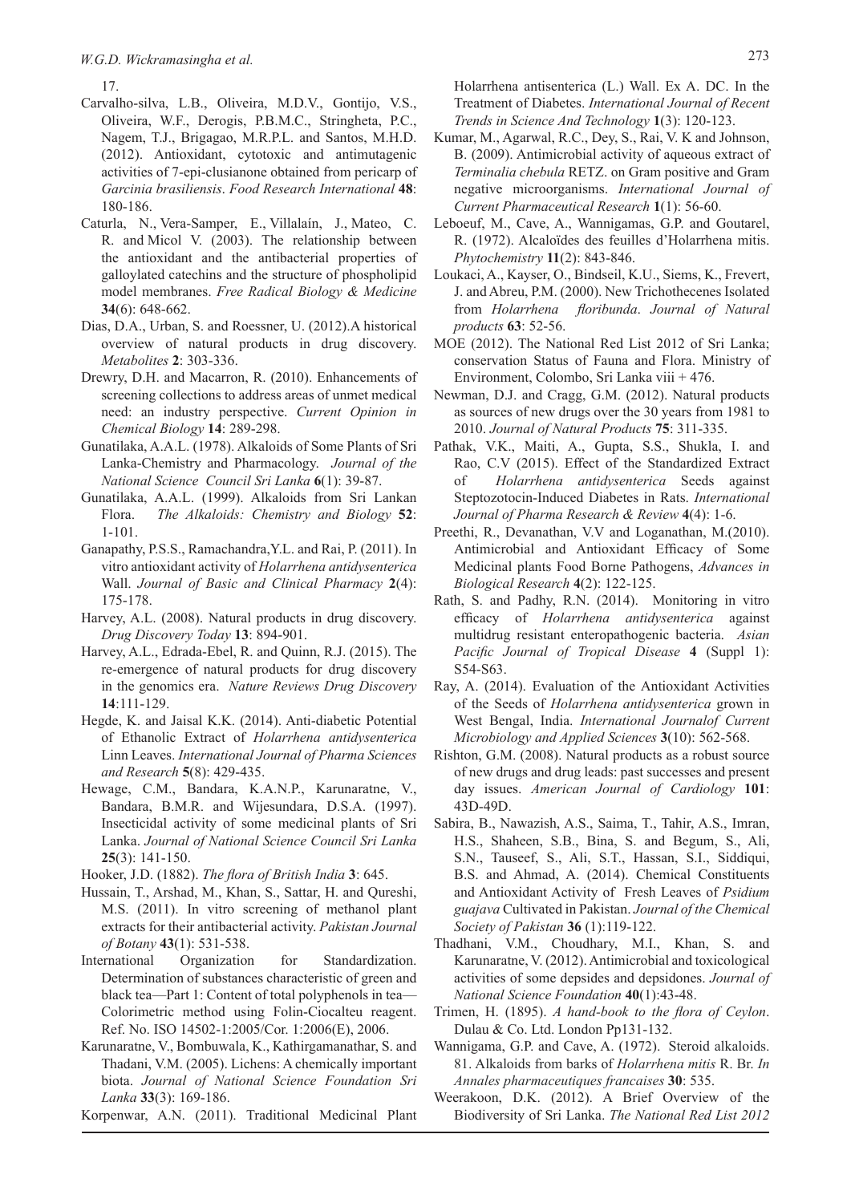17.

Carvalho-silva, L.B., Oliveira, M.D.V., Gontijo, V.S., Oliveira, W.F., Derogis, P.B.M.C., Stringheta, P.C., Nagem, T.J., Brigagao, M.R.P.L. and Santos, M.H.D. (2012). Antioxidant, cytotoxic and antimutagenic activities of 7-epi-clusianone obtained from pericarp of *Garcinia brasiliensis*. *Food Research International* **48**: 180-186.

Caturla, N., Vera-Samper, E., Villalaín, J., Mateo, C. R. and Micol V. (2003). The relationship between the antioxidant and the antibacterial properties of galloylated catechins and the structure of phospholipid model membranes. *Free Radical Biology & Medicine* **34**(6): 648-662.

Dias, D.A., Urban, S. and Roessner, U. (2012).A historical overview of natural products in drug discovery. *Metabolites* **2**: 303-336.

Drewry, D.H. and Macarron, R. (2010). Enhancements of screening collections to address areas of unmet medical need: an industry perspective. *Current Opinion in Chemical Biology* **14**: 289-298.

Gunatilaka, A.A.L. (1978). Alkaloids of Some Plants of Sri Lanka-Chemistry and Pharmacology. *Journal of the National Science Council Sri Lanka* **6**(1): 39-87.

Gunatilaka, A.A.L. (1999). Alkaloids from Sri Lankan Flora. *The Alkaloids: Chemistry and Biology* **52**: 1-101.

Ganapathy, P.S.S., Ramachandra,Y.L. and Rai, P. (2011). In vitro antioxidant activity of *Holarrhena antidysenterica* Wall. *Journal of Basic and Clinical Pharmacy* **2**(4): 175-178.

Harvey, A.L. (2008). Natural products in drug discovery. *Drug Discovery Today* **13**: 894-901.

Harvey, A.L., Edrada-Ebel, R. and Quinn, R.J. (2015). The re-emergence of natural products for drug discovery in the genomics era. *Nature Reviews Drug Discovery* **14**:111-129.

Hegde, K. and Jaisal K.K. (2014). Anti-diabetic Potential of Ethanolic Extract of *Holarrhena antidysenterica* Linn Leaves. *International Journal of Pharma Sciences and Research* **5**(8): 429-435.

Hewage, C.M., Bandara, K.A.N.P., Karunaratne, V., Bandara, B.M.R. and Wijesundara, D.S.A. (1997). Insecticidal activity of some medicinal plants of Sri Lanka. *Journal of National Science Council Sri Lanka* **25**(3): 141-150.

Hooker, J.D. (1882). *The flora of British India* **3**: 645.

Hussain, T., Arshad, M., Khan, S., Sattar, H. and Qureshi, M.S. (2011). In vitro screening of methanol plant extracts for their antibacterial activity. *Pakistan Journal of Botany* **43**(1): 531-538.

International Organization for Standardization. Determination of substances characteristic of green and black tea—Part 1: Content of total polyphenols in tea—Colorimetric method using Folin-Ciocalteu reagent. Ref. No. ISO 14502-1:2005/Cor. 1:2006(E), 2006.

Karunaratne, V., Bombuwala, K., Kathirgamanathar, S. and Thadani, V.M. (2005). Lichens: A chemically important biota. *Journal of National Science Foundation Sri Lanka* **33**(3): 169-186.

Korpenwar, A.N. (2011). Traditional Medicinal Plant Holarrhena antisenterica (L.) Wall. Ex A. DC. In the Treatment of Diabetes. *International Journal of Recent Trends in Science And Technology* **1**(3): 120-123.

Kumar, M., Agarwal, R.C., Dey, S., Rai, V. K and Johnson, B. (2009). Antimicrobial activity of aqueous extract of *Terminalia chebula* RETZ. on Gram positive and Gram negative microorganisms. *International Journal of Current Pharmaceutical Research* **1**(1): 56-60.

Leboeuf, M., Cave, A., Wannigamas, G.P. and Goutarel, R. (1972). Alcaloïdes des feuilles d'Holarrhena mitis. *Phytochemistry* **11**(2): 843-846.

Loukaci, A., Kayser, O., Bindseil, K.U., Siems, K., Frevert, J. and Abreu, P.M. (2000). New Trichothecenes Isolated from *Holarrhena floribunda*. *Journal of Natural products* **63**: 52-56.

MOE (2012). The National Red List 2012 of Sri Lanka; conservation Status of Fauna and Flora. Ministry of Environment, Colombo, Sri Lanka viii + 476.

Newman, D.J. and Cragg, G.M. (2012). Natural products as sources of new drugs over the 30 years from 1981 to 2010. *Journal of Natural Products* **75**: 311-335.

Pathak, V.K., Maiti, A., Gupta, S.S., Shukla, I. and Rao, C.V (2015). Effect of the Standardized Extract of *Holarrhena antidysenterica* Seeds against Steptozotocin-Induced Diabetes in Rats. *International Journal of Pharma Research & Review* **4**(4): 1-6.

Preethi, R., Devanathan, V.V and Loganathan, M.(2010). Antimicrobial and Antioxidant Efficacy of Some Medicinal plants Food Borne Pathogens, *Advances in Biological Research* **4**(2): 122-125.

Rath, S. and Padhy, R.N. (2014). Monitoring in vitro efficacy of *Holarrhena antidysenterica* against multidrug resistant enteropathogenic bacteria. *Asian Pacific Journal of Tropical Disease* **4** (Suppl 1): S54-S63.

Ray, A. (2014). Evaluation of the Antioxidant Activities of the Seeds of *Holarrhena antidysenterica* grown in West Bengal, India. *International Journalof Current Microbiology and Applied Sciences* **3**(10): 562-568.

Rishton, G.M. (2008). Natural products as a robust source of new drugs and drug leads: past successes and present day issues. *American Journal of Cardiology* **101**: 43D-49D.

Sabira, B., Nawazish, A.S., Saima, T., Tahir, A.S., Imran, H.S., Shaheen, S.B., Bina, S. and Begum, S., Ali, S.N., Tauseef, S., Ali, S.T., Hassan, S.I., Siddiqui, B.S. and Ahmad, A. (2014). Chemical Constituents and Antioxidant Activity of Fresh Leaves of *Psidium guajava* Cultivated in Pakistan. *Journal of the Chemical Society of Pakistan* **36** (1):119-122.

Thadhani, V.M., Choudhary, M.I., Khan, S. and Karunaratne, V. (2012). Antimicrobial and toxicological activities of some depsides and depsidones. *Journal of National Science Foundation* **40**(1):43-48.

Trimen, H. (1895). *A hand-book to the flora of Ceylon*. Dulau & Co. Ltd. London Pp131-132.

Wannigama, G.P. and Cave, A. (1972). Steroid alkaloids. 81. Alkaloids from barks of *Holarrhena mitis* R. Br. *In Annales pharmaceutiques francaises* **30**: 535.

Weerakoon, D.K. (2012). A Brief Overview of the Biodiversity of Sri Lanka. *The National Red List 2012*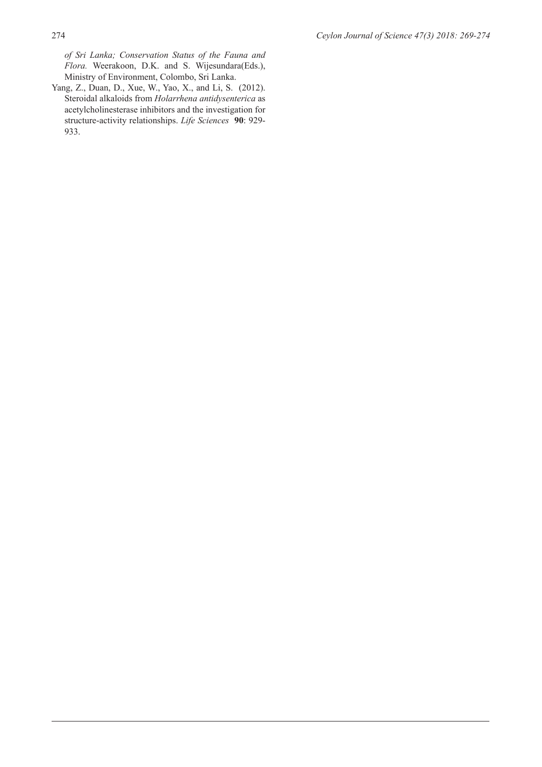*of Sri Lanka; Conservation Status of the Fauna and Flora.* Weerakoon, D.K. and S. Wijesundara(Eds.), Ministry of Environment, Colombo, Sri Lanka.

Yang, Z., Duan, D., Xue, W., Yao, X., and Li, S. (2012). Steroidal alkaloids from *Holarrhena antidysenterica* as acetylcholinesterase inhibitors and the investigation for structure-activity relationships. *Life Sciences* **90**: 929-933.